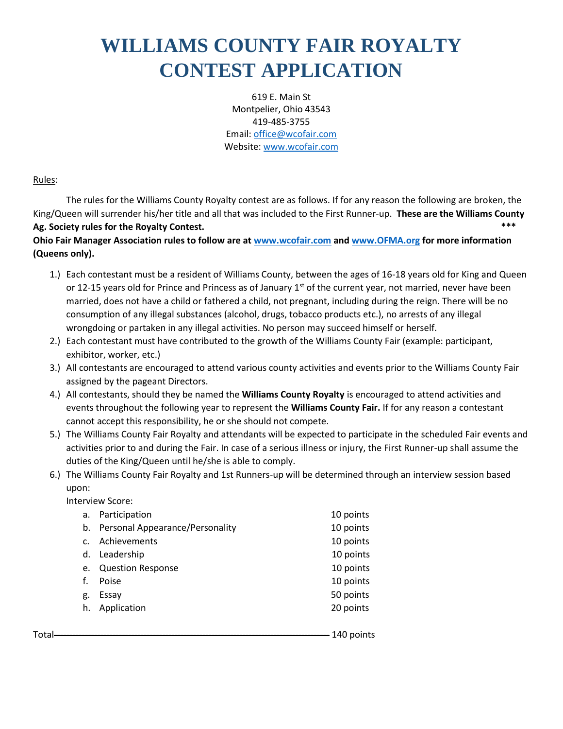# WILLIAMS COUNTY FAIR ROYALTY CONTEST APPLICATION

619 E. Main St
Montpelier, Ohio 43543
419-485-3755
Email: office@wcofair.com
Website: www.wcofair.com

Rules:

The rules for the Williams County Royalty contest are as follows. If for any reason the following are broken, the King/Queen will surrender his/her title and all that was included to the First Runner-up. **These are the Williams County Ag. Society rules for the Royalty Contest.** ***
**Ohio Fair Manager Association rules to follow are at www.wcofair.com and www.OFMA.org for more information (Queens only).**

1.) Each contestant must be a resident of Williams County, between the ages of 16-18 years old for King and Queen or 12-15 years old for Prince and Princess as of January 1st of the current year, not married, never have been married, does not have a child or fathered a child, not pregnant, including during the reign. There will be no consumption of any illegal substances (alcohol, drugs, tobacco products etc.), no arrests of any illegal wrongdoing or partaken in any illegal activities. No person may succeed himself or herself.
2.) Each contestant must have contributed to the growth of the Williams County Fair (example: participant, exhibitor, worker, etc.)
3.) All contestants are encouraged to attend various county activities and events prior to the Williams County Fair assigned by the pageant Directors.
4.) All contestants, should they be named the **Williams County Royalty** is encouraged to attend activities and events throughout the following year to represent the **Williams County Fair.** If for any reason a contestant cannot accept this responsibility, he or she should not compete.
5.) The Williams County Fair Royalty and attendants will be expected to participate in the scheduled Fair events and activities prior to and during the Fair. In case of a serious illness or injury, the First Runner-up shall assume the duties of the King/Queen until he/she is able to comply.
6.) The Williams County Fair Royalty and 1st Runners-up will be determined through an interview session based upon:

    Interview Score:

    a. Participation — 10 points
    b. Personal Appearance/Personality — 10 points
    c. Achievements — 10 points
    d. Leadership — 10 points
    e. Question Response — 10 points
    f. Poise — 10 points
    g. Essay — 50 points
    h. Application — 20 points

Total------------------------------------------------------------------------------------ 140 points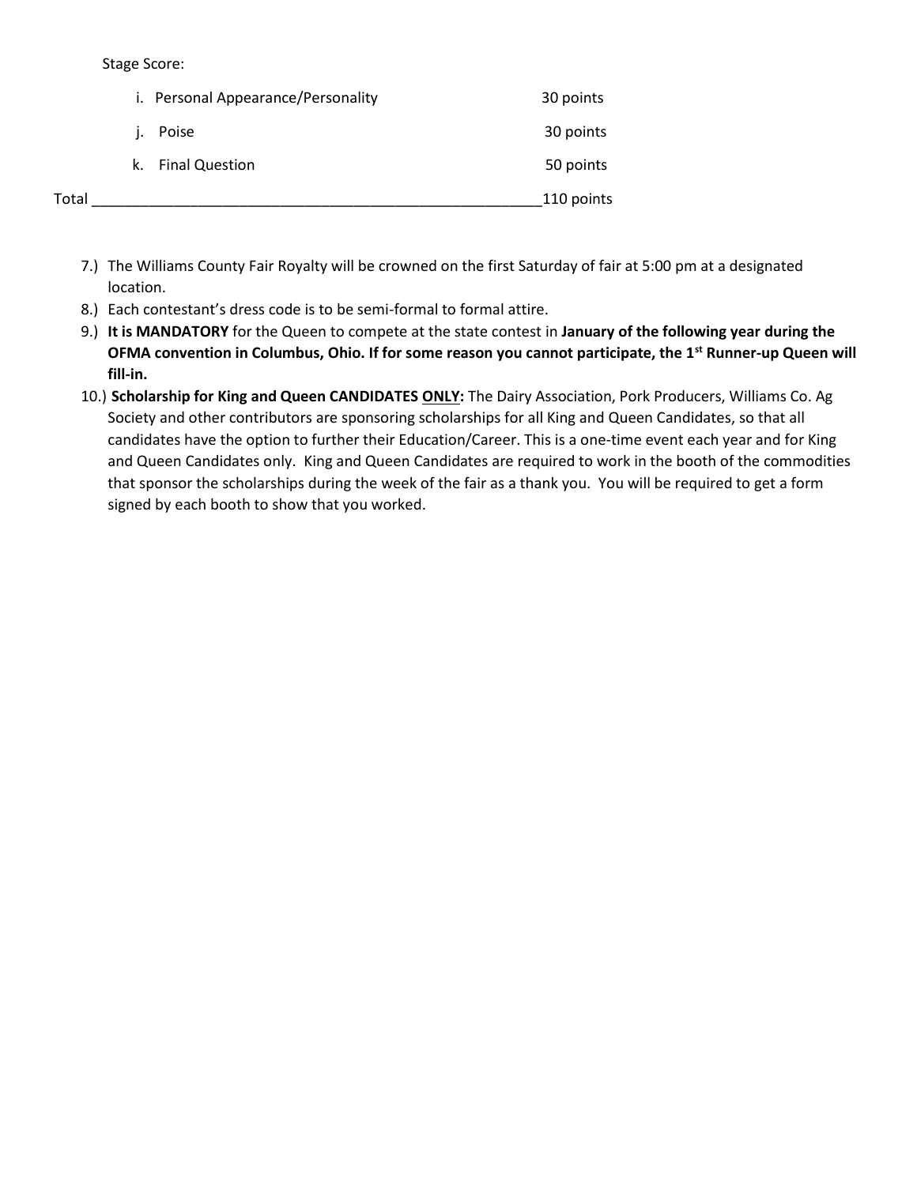Stage Score:

| | | |
|---|---|---|
| i. | Personal Appearance/Personality | 30 points |
| j. | Poise | 30 points |
| k. | Final Question | 50 points |
| **Total** | | 110 points |

7.) The Williams County Fair Royalty will be crowned on the first Saturday of fair at 5:00 pm at a designated location.

8.) Each contestant's dress code is to be semi-formal to formal attire.

9.) **It is MANDATORY** for the Queen to compete at the state contest in **January of the following year during the OFMA convention in Columbus, Ohio. If for some reason you cannot participate, the 1st Runner-up Queen will fill-in.**

10.) **Scholarship for King and Queen CANDIDATES ONLY:** The Dairy Association, Pork Producers, Williams Co. Ag Society and other contributors are sponsoring scholarships for all King and Queen Candidates, so that all candidates have the option to further their Education/Career. This is a one-time event each year and for King and Queen Candidates only. King and Queen Candidates are required to work in the booth of the commodities that sponsor the scholarships during the week of the fair as a thank you. You will be required to get a form signed by each booth to show that you worked.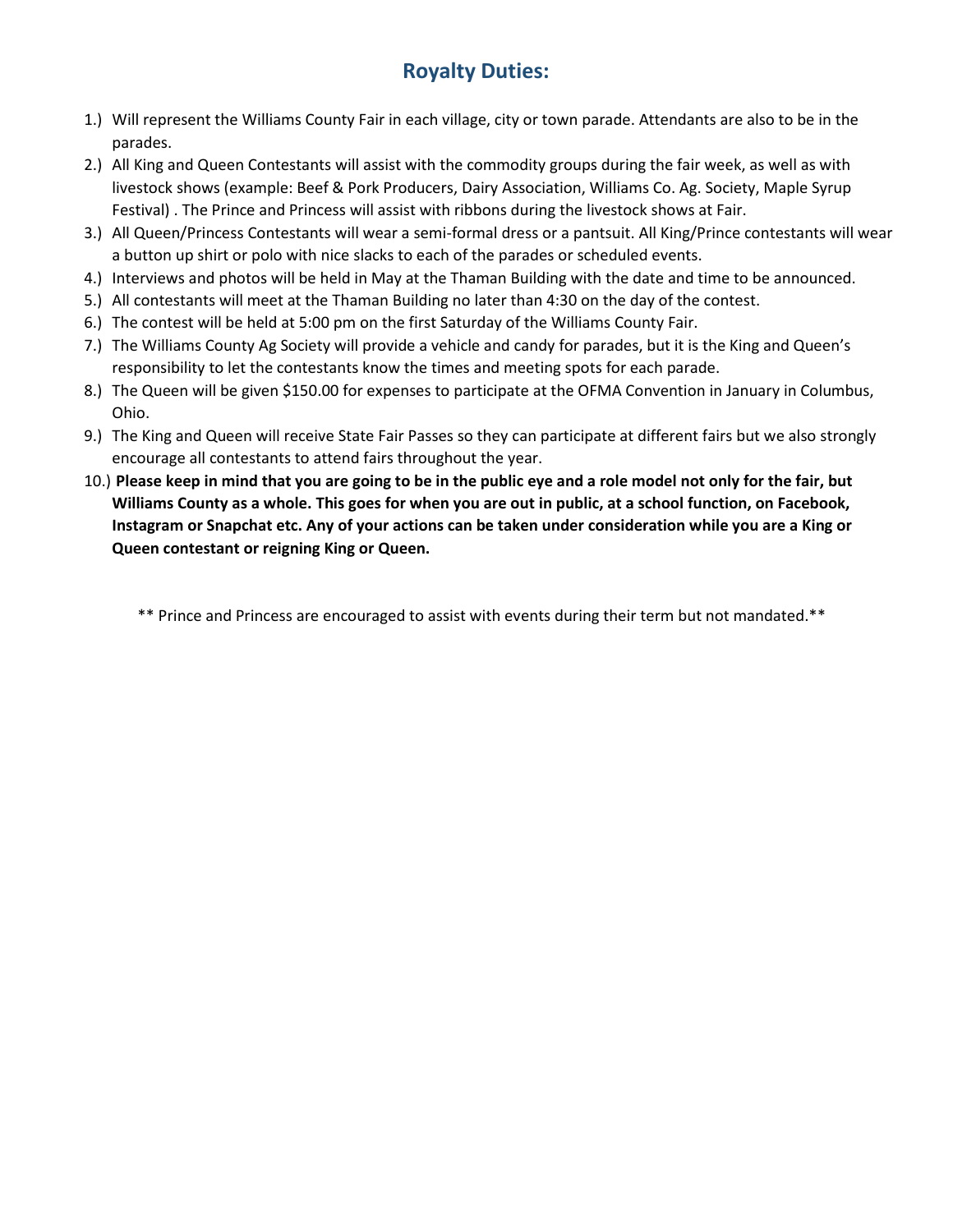## Royalty Duties:

1.) Will represent the Williams County Fair in each village, city or town parade. Attendants are also to be in the parades.
2.) All King and Queen Contestants will assist with the commodity groups during the fair week, as well as with livestock shows (example: Beef & Pork Producers, Dairy Association, Williams Co. Ag. Society, Maple Syrup Festival) . The Prince and Princess will assist with ribbons during the livestock shows at Fair.
3.) All Queen/Princess Contestants will wear a semi-formal dress or a pantsuit. All King/Prince contestants will wear a button up shirt or polo with nice slacks to each of the parades or scheduled events.
4.) Interviews and photos will be held in May at the Thaman Building with the date and time to be announced.
5.) All contestants will meet at the Thaman Building no later than 4:30 on the day of the contest.
6.) The contest will be held at 5:00 pm on the first Saturday of the Williams County Fair.
7.) The Williams County Ag Society will provide a vehicle and candy for parades, but it is the King and Queen's responsibility to let the contestants know the times and meeting spots for each parade.
8.) The Queen will be given $150.00 for expenses to participate at the OFMA Convention in January in Columbus, Ohio.
9.) The King and Queen will receive State Fair Passes so they can participate at different fairs but we also strongly encourage all contestants to attend fairs throughout the year.
10.) **Please keep in mind that you are going to be in the public eye and a role model not only for the fair, but Williams County as a whole. This goes for when you are out in public, at a school function, on Facebook, Instagram or Snapchat etc. Any of your actions can be taken under consideration while you are a King or Queen contestant or reigning King or Queen.**

** Prince and Princess are encouraged to assist with events during their term but not mandated.**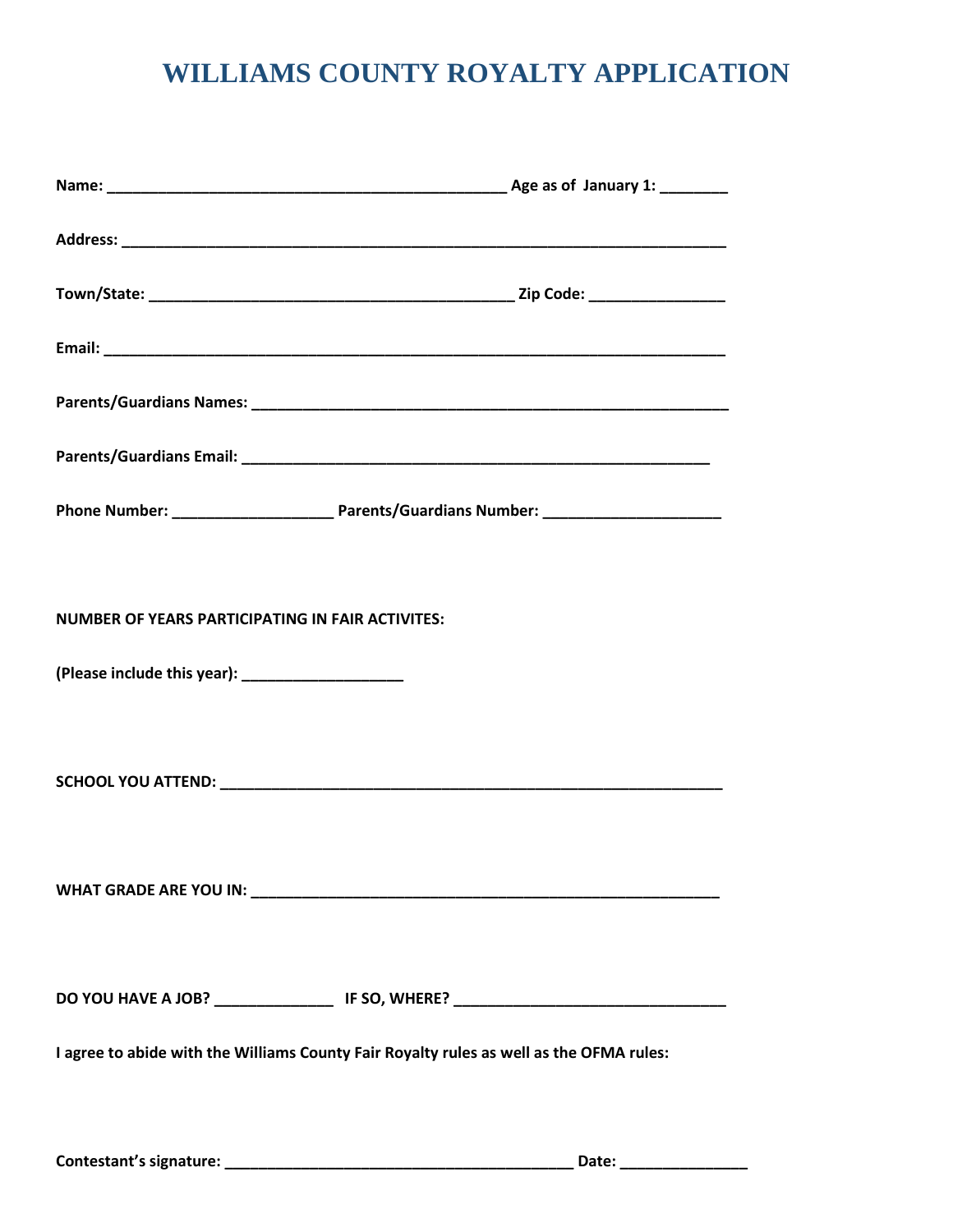# WILLIAMS COUNTY ROYALTY APPLICATION

**Name: ______________________________________________ Age as of January 1: ________**

**Address: ______________________________________________________________________**

**Town/State: ___________________________________________ Zip Code: ________________**

**Email: ________________________________________________________________________**

**Parents/Guardians Names: _______________________________________________________**

**Parents/Guardians Email: _____________________________________________________**

**Phone Number: ___________________ Parents/Guardians Number: _____________________**

**NUMBER OF YEARS PARTICIPATING IN FAIR ACTIVITES:**

**(Please include this year): ___________________**

**SCHOOL YOU ATTEND: ____________________________________________________________**

**WHAT GRADE ARE YOU IN: ________________________________________________________**

**DO YOU HAVE A JOB? ______________ IF SO, WHERE? ________________________________**

**I agree to abide with the Williams County Fair Royalty rules as well as the OFMA rules:**

**Contestant's signature: _________________________________________ Date: _______________**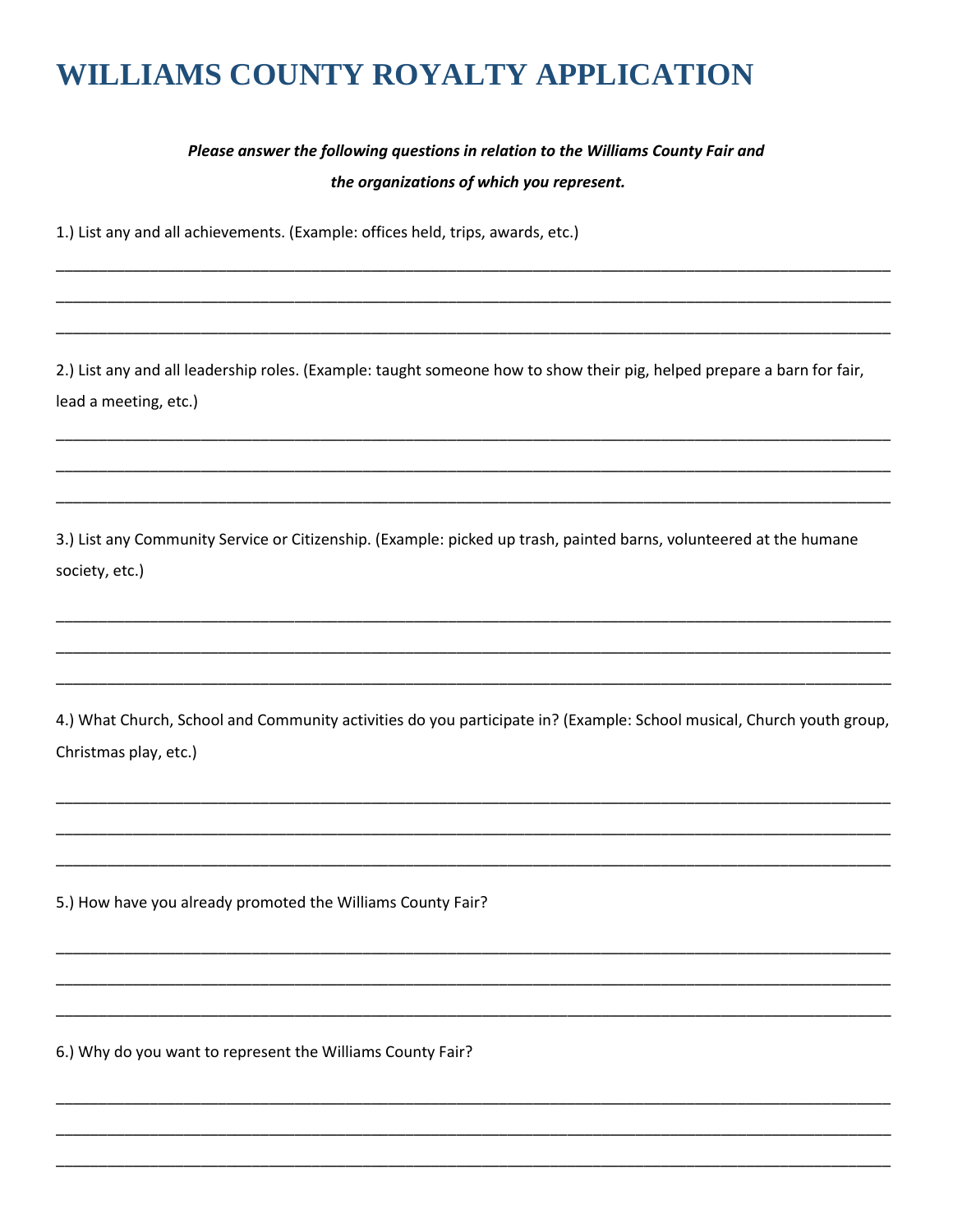# WILLIAMS COUNTY ROYALTY APPLICATION

***Please answer the following questions in relation to the Williams County Fair and the organizations of which you represent.***

1.) List any and all achievements. (Example: offices held, trips, awards, etc.)

______________________________________________________________________________________

______________________________________________________________________________________

______________________________________________________________________________________

2.) List any and all leadership roles. (Example: taught someone how to show their pig, helped prepare a barn for fair, lead a meeting, etc.)

______________________________________________________________________________________

______________________________________________________________________________________

______________________________________________________________________________________

3.) List any Community Service or Citizenship. (Example: picked up trash, painted barns, volunteered at the humane society, etc.)

______________________________________________________________________________________

______________________________________________________________________________________

______________________________________________________________________________________

4.) What Church, School and Community activities do you participate in? (Example: School musical, Church youth group, Christmas play, etc.)

______________________________________________________________________________________

______________________________________________________________________________________

______________________________________________________________________________________

5.) How have you already promoted the Williams County Fair?

______________________________________________________________________________________

______________________________________________________________________________________

______________________________________________________________________________________

6.) Why do you want to represent the Williams County Fair?

______________________________________________________________________________________

______________________________________________________________________________________

______________________________________________________________________________________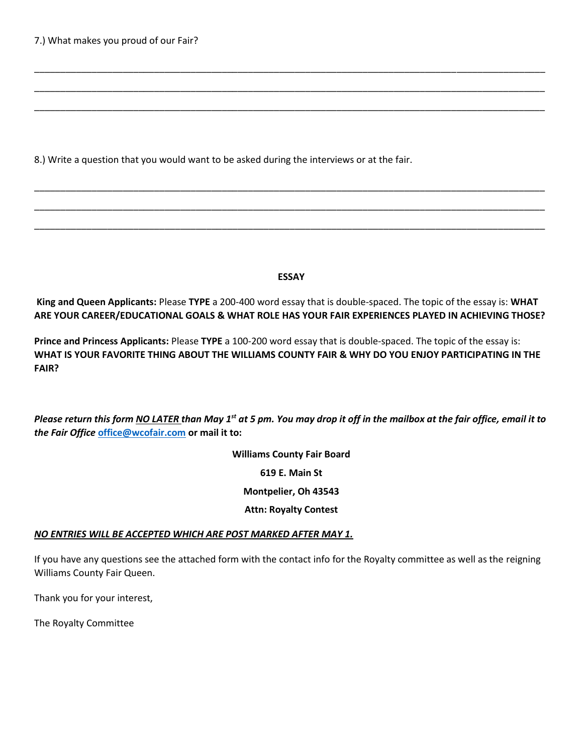7.) What makes you proud of our Fair?

_______________________________________________________________________________________________

_______________________________________________________________________________________________

_______________________________________________________________________________________________

8.) Write a question that you would want to be asked during the interviews or at the fair.

_______________________________________________________________________________________________

_______________________________________________________________________________________________

_______________________________________________________________________________________________

## ESSAY

**King and Queen Applicants:** Please **TYPE** a 200-400 word essay that is double-spaced. The topic of the essay is: **WHAT ARE YOUR CAREER/EDUCATIONAL GOALS & WHAT ROLE HAS YOUR FAIR EXPERIENCES PLAYED IN ACHIEVING THOSE?**

**Prince and Princess Applicants:** Please **TYPE** a 100-200 word essay that is double-spaced. The topic of the essay is: **WHAT IS YOUR FAVORITE THING ABOUT THE WILLIAMS COUNTY FAIR & WHY DO YOU ENJOY PARTICIPATING IN THE FAIR?**

***Please return this form <u>NO LATER</u> than May 1st at 5 pm. You may drop it off in the mailbox at the fair office, email it to the Fair Office [office@wcofair.com](mailto:office@wcofair.com)*** **or mail it to:**

**Williams County Fair Board**

**619 E. Main St**

**Montpelier, Oh 43543**

**Attn: Royalty Contest**

***<u>NO ENTRIES WILL BE ACCEPTED WHICH ARE POST MARKED AFTER MAY 1.</u>***

If you have any questions see the attached form with the contact info for the Royalty committee as well as the reigning Williams County Fair Queen.

Thank you for your interest,

The Royalty Committee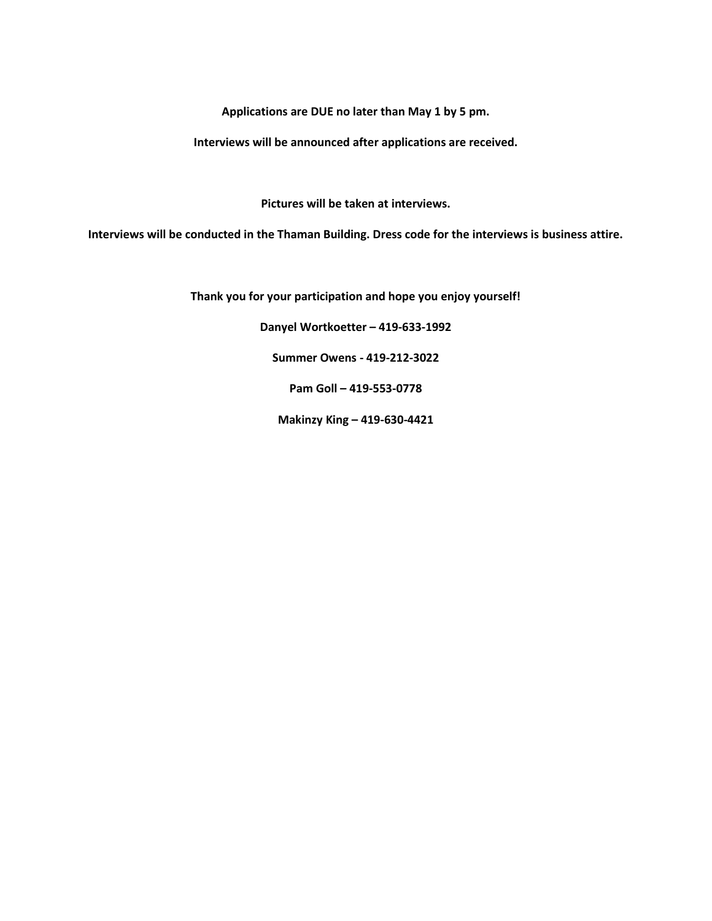**Applications are DUE no later than May 1 by 5 pm.**

**Interviews will be announced after applications are received.**

**Pictures will be taken at interviews.**

**Interviews will be conducted in the Thaman Building. Dress code for the interviews is business attire.**

**Thank you for your participation and hope you enjoy yourself!**

**Danyel Wortkoetter – 419-633-1992**

**Summer Owens - 419-212-3022**

**Pam Goll – 419-553-0778**

**Makinzy King – 419-630-4421**